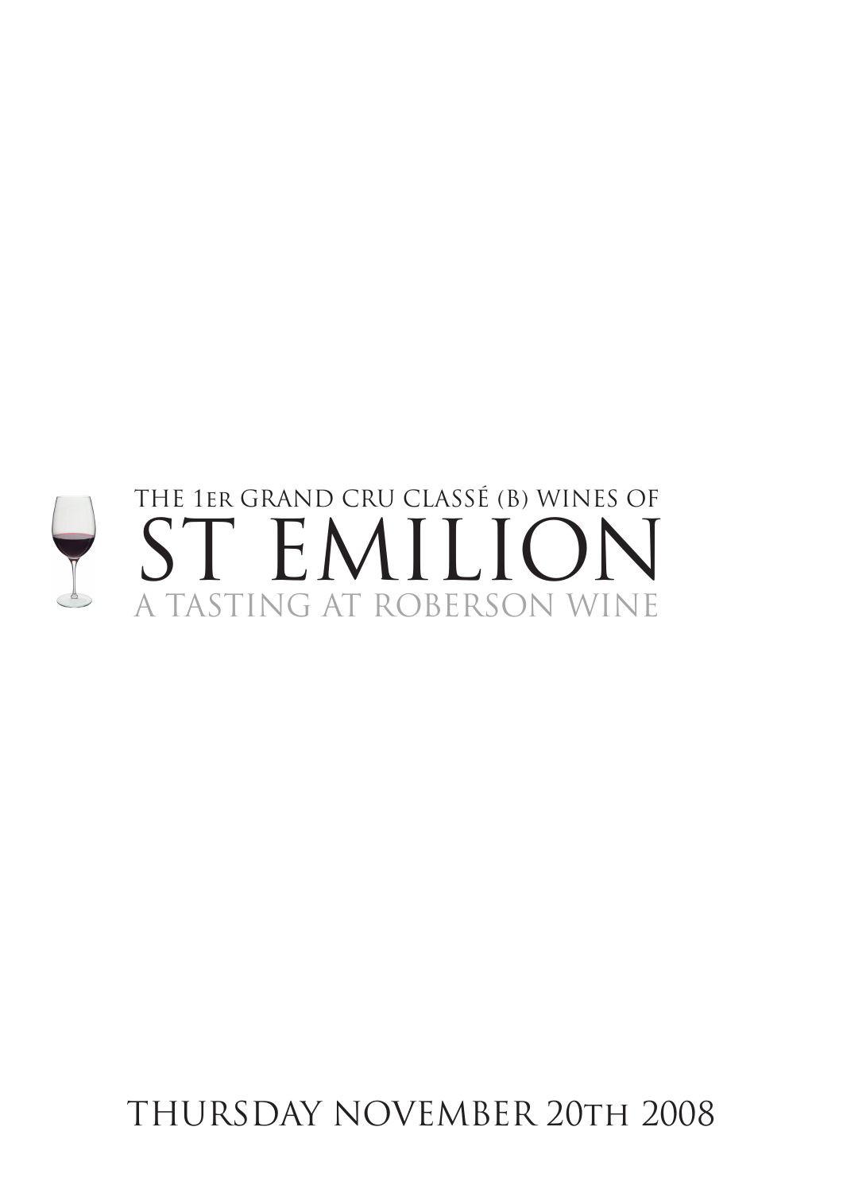THE 1ER GRAND CRU CLASSÉ (B) WINES OF

# ST EMILION

A TASTING AT ROBERSON WINE

THURSDAY NOVEMBER 20TH 2008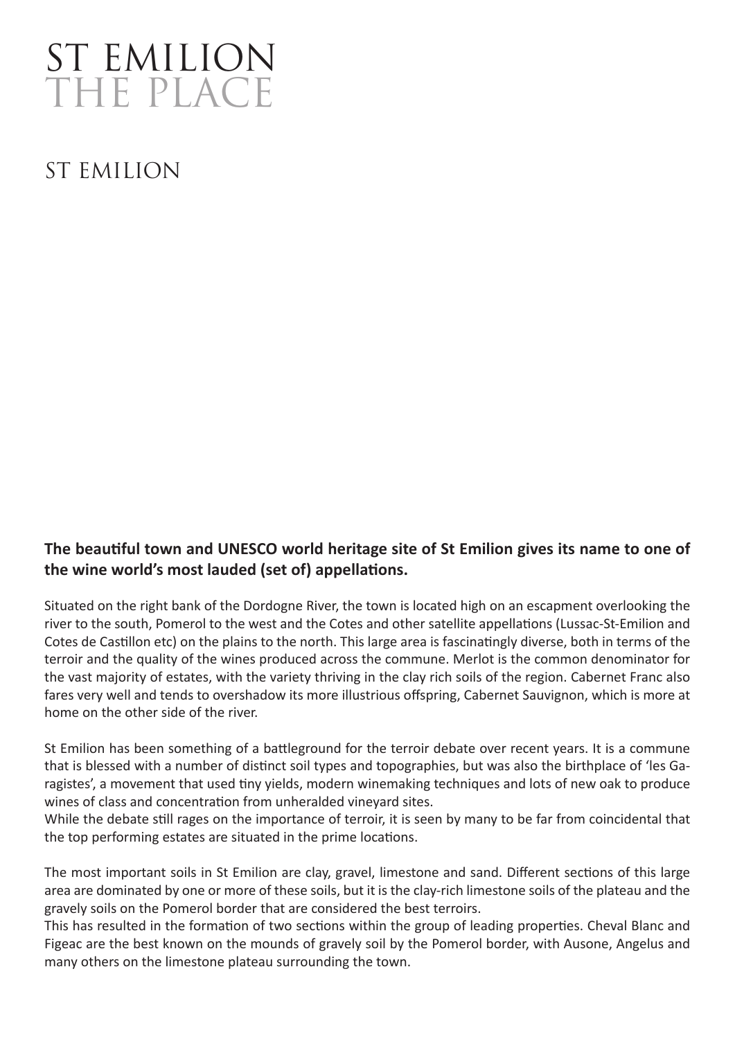# ST EMILION
# THE PLACE

## ST EMILION

**The beautiful town and UNESCO world heritage site of St Emilion gives its name to one of the wine world's most lauded (set of) appellations.**

Situated on the right bank of the Dordogne River, the town is located high on an escapment overlooking the river to the south, Pomerol to the west and the Cotes and other satellite appellations (Lussac-St-Emilion and Cotes de Castillon etc) on the plains to the north. This large area is fascinatingly diverse, both in terms of the terroir and the quality of the wines produced across the commune. Merlot is the common denominator for the vast majority of estates, with the variety thriving in the clay rich soils of the region. Cabernet Franc also fares very well and tends to overshadow its more illustrious offspring, Cabernet Sauvignon, which is more at home on the other side of the river.

St Emilion has been something of a battleground for the terroir debate over recent years. It is a commune that is blessed with a number of distinct soil types and topographies, but was also the birthplace of 'les Garagistes', a movement that used tiny yields, modern winemaking techniques and lots of new oak to produce wines of class and concentration from unheralded vineyard sites.
While the debate still rages on the importance of terroir, it is seen by many to be far from coincidental that the top performing estates are situated in the prime locations.

The most important soils in St Emilion are clay, gravel, limestone and sand. Different sections of this large area are dominated by one or more of these soils, but it is the clay-rich limestone soils of the plateau and the gravely soils on the Pomerol border that are considered the best terroirs.
This has resulted in the formation of two sections within the group of leading properties. Cheval Blanc and Figeac are the best known on the mounds of gravely soil by the Pomerol border, with Ausone, Angelus and many others on the limestone plateau surrounding the town.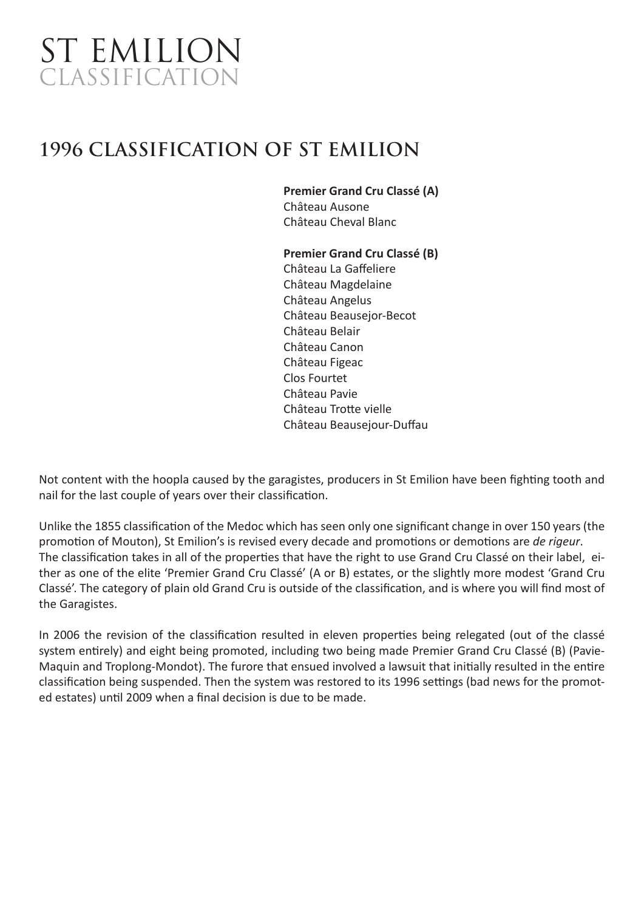# ST EMILION
## CLASSIFICATION

## 1996 CLASSIFICATION OF ST EMILION

**Premier Grand Cru Classé (A)**
Château Ausone
Château Cheval Blanc

**Premier Grand Cru Classé (B)**
Château La Gaffeliere
Château Magdelaine
Château Angelus
Château Beausejor-Becot
Château Belair
Château Canon
Château Figeac
Clos Fourtet
Château Pavie
Château Trotte vielle
Château Beausejour-Duffau

Not content with the hoopla caused by the garagistes, producers in St Emilion have been fighting tooth and nail for the last couple of years over their classification.

Unlike the 1855 classification of the Medoc which has seen only one significant change in over 150 years (the promotion of Mouton), St Emilion's is revised every decade and promotions or demotions are *de rigeur*.
The classification takes in all of the properties that have the right to use Grand Cru Classé on their label, either as one of the elite 'Premier Grand Cru Classé' (A or B) estates, or the slightly more modest 'Grand Cru Classé'. The category of plain old Grand Cru is outside of the classification, and is where you will find most of the Garagistes.

In 2006 the revision of the classification resulted in eleven properties being relegated (out of the classé system entirely) and eight being promoted, including two being made Premier Grand Cru Classé (B) (Pavie-Maquin and Troplong-Mondot). The furore that ensued involved a lawsuit that initially resulted in the entire classification being suspended. Then the system was restored to its 1996 settings (bad news for the promoted estates) until 2009 when a final decision is due to be made.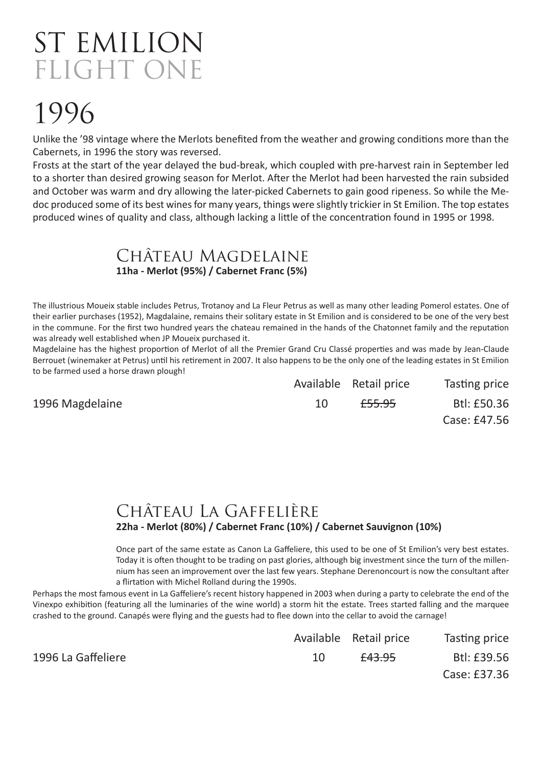# ST EMILION
## FLIGHT ONE

# 1996

Unlike the '98 vintage where the Merlots benefited from the weather and growing conditions more than the Cabernets, in 1996 the story was reversed.

Frosts at the start of the year delayed the bud-break, which coupled with pre-harvest rain in September led to a shorter than desired growing season for Merlot. After the Merlot had been harvested the rain subsided and October was warm and dry allowing the later-picked Cabernets to gain good ripeness. So while the Medoc produced some of its best wines for many years, things were slightly trickier in St Emilion. The top estates produced wines of quality and class, although lacking a little of the concentration found in 1995 or 1998.

## Château Magdelaine

**11ha - Merlot (95%) / Cabernet Franc (5%)**

The illustrious Moueix stable includes Petrus, Trotanoy and La Fleur Petrus as well as many other leading Pomerol estates. One of their earlier purchases (1952), Magdalaine, remains their solitary estate in St Emilion and is considered to be one of the very best in the commune. For the first two hundred years the chateau remained in the hands of the Chatonnet family and the reputation was already well established when JP Moueix purchased it.

Magdelaine has the highest proportion of Merlot of all the Premier Grand Cru Classé properties and was made by Jean-Claude Berrouet (winemaker at Petrus) until his retirement in 2007. It also happens to be the only one of the leading estates in St Emilion to be farmed used a horse drawn plough!

| | Available | Retail price | Tasting price |
|---|---|---|---|
| 1996 Magdelaine | 10 | ~~£55.95~~ | Btl: £50.36<br>Case: £47.56 |

## Château La Gaffelière

**22ha - Merlot (80%) / Cabernet Franc (10%) / Cabernet Sauvignon (10%)**

Once part of the same estate as Canon La Gaffeliere, this used to be one of St Emilion's very best estates. Today it is often thought to be trading on past glories, although big investment since the turn of the millennium has seen an improvement over the last few years. Stephane Derenoncourt is now the consultant after a flirtation with Michel Rolland during the 1990s.

Perhaps the most famous event in La Gaffeliere's recent history happened in 2003 when during a party to celebrate the end of the Vinexpo exhibition (featuring all the luminaries of the wine world) a storm hit the estate. Trees started falling and the marquee crashed to the ground. Canapés were flying and the guests had to flee down into the cellar to avoid the carnage!

| | Available | Retail price | Tasting price |
|---|---|---|---|
| 1996 La Gaffeliere | 10 | ~~£43.95~~ | Btl: £39.56<br>Case: £37.36 |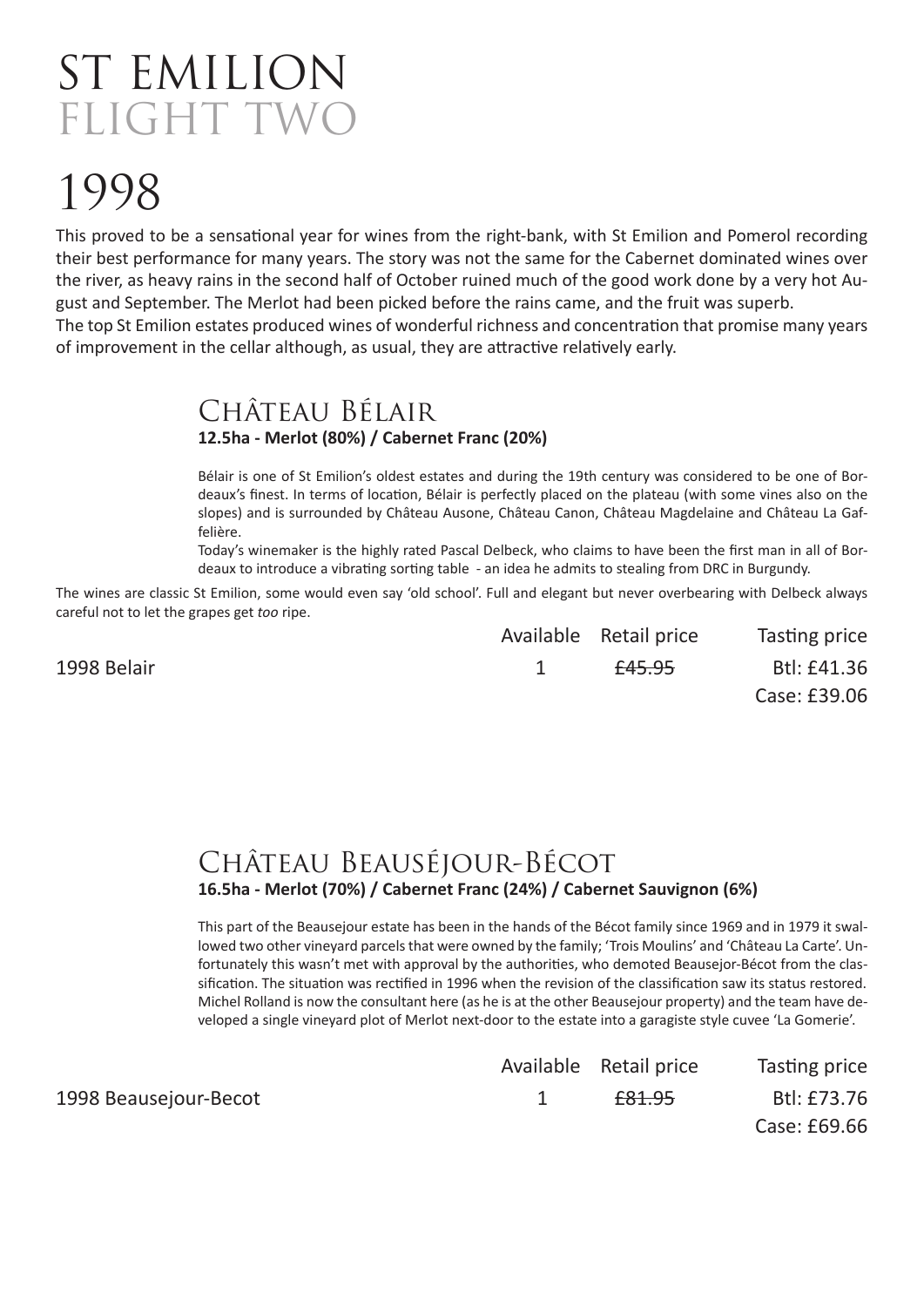# ST EMILION
## FLIGHT TWO

# 1998

This proved to be a sensational year for wines from the right-bank, with St Emilion and Pomerol recording their best performance for many years. The story was not the same for the Cabernet dominated wines over the river, as heavy rains in the second half of October ruined much of the good work done by a very hot August and September. The Merlot had been picked before the rains came, and the fruit was superb.
The top St Emilion estates produced wines of wonderful richness and concentration that promise many years of improvement in the cellar although, as usual, they are attractive relatively early.

## Château Bélair

**12.5ha - Merlot (80%) / Cabernet Franc (20%)**

Bélair is one of St Emilion's oldest estates and during the 19th century was considered to be one of Bordeaux's finest. In terms of location, Bélair is perfectly placed on the plateau (with some vines also on the slopes) and is surrounded by Château Ausone, Château Canon, Château Magdelaine and Château La Gaffelière.
Today's winemaker is the highly rated Pascal Delbeck, who claims to have been the first man in all of Bordeaux to introduce a vibrating sorting table - an idea he admits to stealing from DRC in Burgundy.

The wines are classic St Emilion, some would even say 'old school'. Full and elegant but never overbearing with Delbeck always careful not to let the grapes get *too* ripe.

| | Available | Retail price | Tasting price |
|---|---|---|---|
| 1998 Belair | 1 | ~~£45.95~~ | Btl: £41.36<br>Case: £39.06 |

## Château Beauséjour-Bécot

**16.5ha - Merlot (70%) / Cabernet Franc (24%) / Cabernet Sauvignon (6%)**

This part of the Beausejour estate has been in the hands of the Bécot family since 1969 and in 1979 it swallowed two other vineyard parcels that were owned by the family; 'Trois Moulins' and 'Château La Carte'. Unfortunately this wasn't met with approval by the authorities, who demoted Beausejor-Bécot from the classification. The situation was rectified in 1996 when the revision of the classification saw its status restored. Michel Rolland is now the consultant here (as he is at the other Beausejour property) and the team have developed a single vineyard plot of Merlot next-door to the estate into a garagiste style cuvee 'La Gomerie'.

| | Available | Retail price | Tasting price |
|---|---|---|---|
| 1998 Beausejour-Becot | 1 | ~~£81.95~~ | Btl: £73.76<br>Case: £69.66 |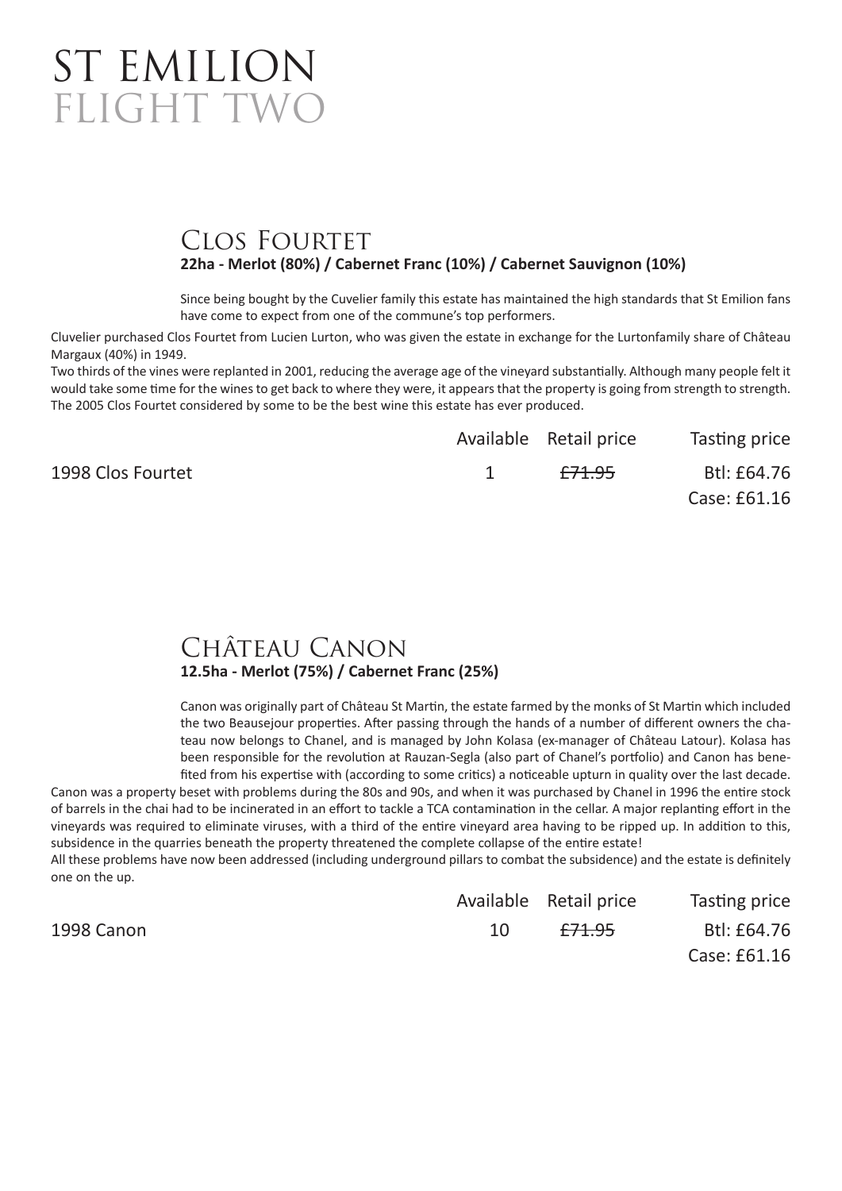# ST EMILION
# FLIGHT TWO

## Clos Fourtet

**22ha - Merlot (80%) / Cabernet Franc (10%) / Cabernet Sauvignon (10%)**

Since being bought by the Cuvelier family this estate has maintained the high standards that St Emilion fans have come to expect from one of the commune's top performers.

Cluvelier purchased Clos Fourtet from Lucien Lurton, who was given the estate in exchange for the Lurtonfamily share of Château Margaux (40%) in 1949.

Two thirds of the vines were replanted in 2001, reducing the average age of the vineyard substantially. Although many people felt it would take some time for the wines to get back to where they were, it appears that the property is going from strength to strength. The 2005 Clos Fourtet considered by some to be the best wine this estate has ever produced.

| | Available | Retail price | Tasting price |
|---|---|---|---|
| 1998 Clos Fourtet | 1 | ~~£71.95~~ | Btl: £64.76<br>Case: £61.16 |

## Château Canon

**12.5ha - Merlot (75%) / Cabernet Franc (25%)**

Canon was originally part of Château St Martin, the estate farmed by the monks of St Martin which included the two Beausejour properties. After passing through the hands of a number of different owners the chateau now belongs to Chanel, and is managed by John Kolasa (ex-manager of Château Latour). Kolasa has been responsible for the revolution at Rauzan-Segla (also part of Chanel's portfolio) and Canon has benefited from his expertise with (according to some critics) a noticeable upturn in quality over the last decade.

Canon was a property beset with problems during the 80s and 90s, and when it was purchased by Chanel in 1996 the entire stock of barrels in the chai had to be incinerated in an effort to tackle a TCA contamination in the cellar. A major replanting effort in the vineyards was required to eliminate viruses, with a third of the entire vineyard area having to be ripped up. In addition to this, subsidence in the quarries beneath the property threatened the complete collapse of the entire estate!

All these problems have now been addressed (including underground pillars to combat the subsidence) and the estate is definitely one on the up.

| | Available | Retail price | Tasting price |
|---|---|---|---|
| 1998 Canon | 10 | ~~£71.95~~ | Btl: £64.76<br>Case: £61.16 |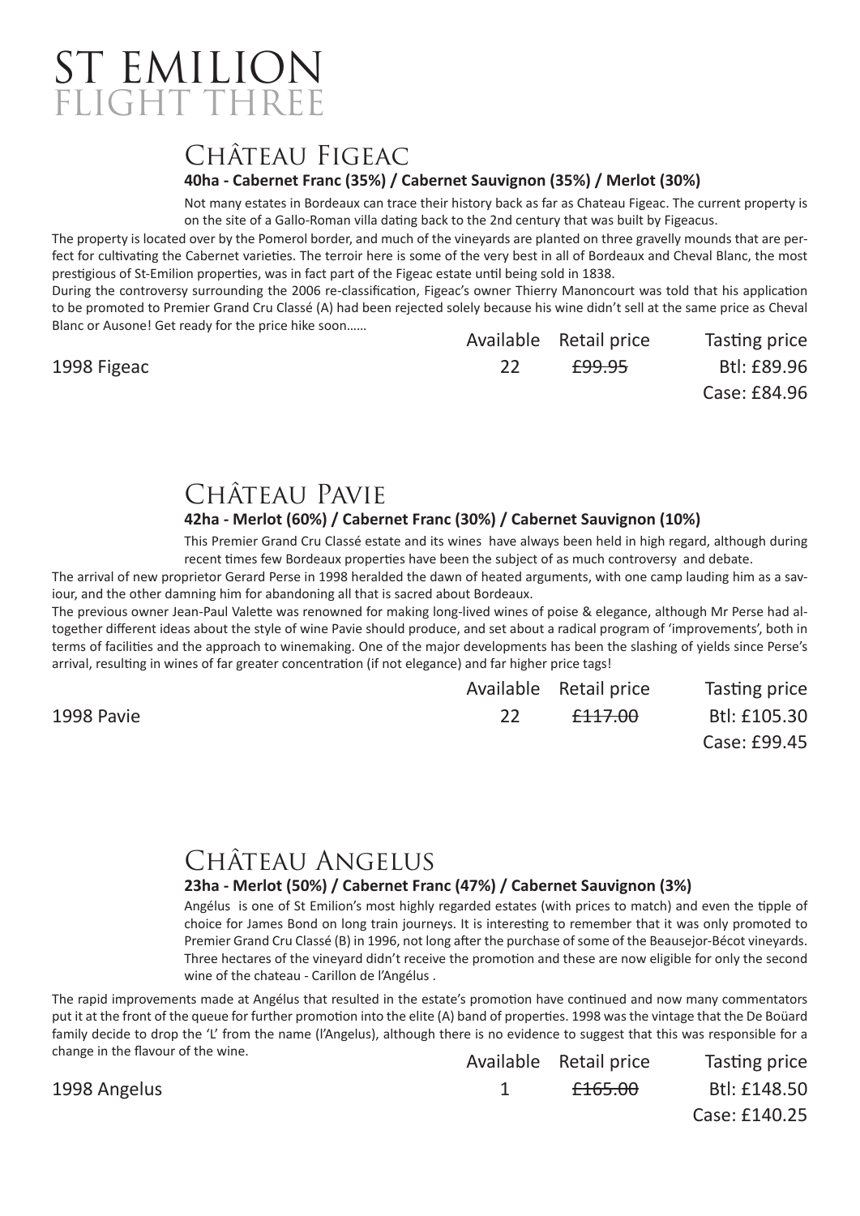# ST EMILION
## FLIGHT THREE

## Château Figeac

**40ha - Cabernet Franc (35%) / Cabernet Sauvignon (35%) / Merlot (30%)**

Not many estates in Bordeaux can trace their history back as far as Chateau Figeac. The current property is on the site of a Gallo-Roman villa dating back to the 2nd century that was built by Figeacus.

The property is located over by the Pomerol border, and much of the vineyards are planted on three gravelly mounds that are perfect for cultivating the Cabernet varieties. The terroir here is some of the very best in all of Bordeaux and Cheval Blanc, the most prestigious of St-Emilion properties, was in fact part of the Figeac estate until being sold in 1838.

During the controversy surrounding the 2006 re-classification, Figeac's owner Thierry Manoncourt was told that his application to be promoted to Premier Grand Cru Classé (A) had been rejected solely because his wine didn't sell at the same price as Cheval Blanc or Ausone! Get ready for the price hike soon……

| | Available | Retail price | Tasting price |
|---|---|---|---|
| 1998 Figeac | 22 | ~~£99.95~~ | Btl: £89.96<br>Case: £84.96 |

## Château Pavie

**42ha - Merlot (60%) / Cabernet Franc (30%) / Cabernet Sauvignon (10%)**

This Premier Grand Cru Classé estate and its wines have always been held in high regard, although during recent times few Bordeaux properties have been the subject of as much controversy and debate.

The arrival of new proprietor Gerard Perse in 1998 heralded the dawn of heated arguments, with one camp lauding him as a saviour, and the other damning him for abandoning all that is sacred about Bordeaux.

The previous owner Jean-Paul Valette was renowned for making long-lived wines of poise & elegance, although Mr Perse had altogether different ideas about the style of wine Pavie should produce, and set about a radical program of 'improvements', both in terms of facilities and the approach to winemaking. One of the major developments has been the slashing of yields since Perse's arrival, resulting in wines of far greater concentration (if not elegance) and far higher price tags!

| | Available | Retail price | Tasting price |
|---|---|---|---|
| 1998 Pavie | 22 | ~~£117.00~~ | Btl: £105.30<br>Case: £99.45 |

## Château Angelus

**23ha - Merlot (50%) / Cabernet Franc (47%) / Cabernet Sauvignon (3%)**

Angélus is one of St Emilion's most highly regarded estates (with prices to match) and even the tipple of choice for James Bond on long train journeys. It is interesting to remember that it was only promoted to Premier Grand Cru Classé (B) in 1996, not long after the purchase of some of the Beausejor-Bécot vineyards. Three hectares of the vineyard didn't receive the promotion and these are now eligible for only the second wine of the chateau - Carillon de l'Angélus .

The rapid improvements made at Angélus that resulted in the estate's promotion have continued and now many commentators put it at the front of the queue for further promotion into the elite (A) band of properties. 1998 was the vintage that the De Boüard family decide to drop the 'L' from the name (l'Angelus), although there is no evidence to suggest that this was responsible for a change in the flavour of the wine.

| | Available | Retail price | Tasting price |
|---|---|---|---|
| 1998 Angelus | 1 | ~~£165.00~~ | Btl: £148.50<br>Case: £140.25 |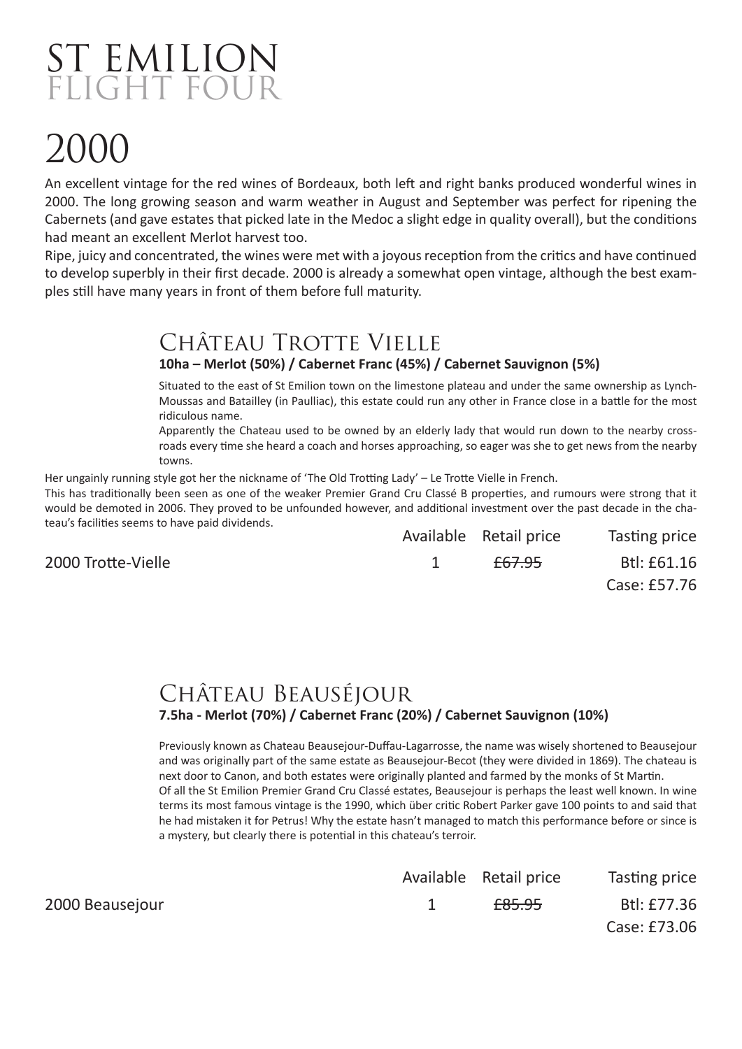# ST EMILION
## FLIGHT FOUR

# 2000

An excellent vintage for the red wines of Bordeaux, both left and right banks produced wonderful wines in 2000. The long growing season and warm weather in August and September was perfect for ripening the Cabernets (and gave estates that picked late in the Medoc a slight edge in quality overall), but the conditions had meant an excellent Merlot harvest too.

Ripe, juicy and concentrated, the wines were met with a joyous reception from the critics and have continued to develop superbly in their first decade. 2000 is already a somewhat open vintage, although the best examples still have many years in front of them before full maturity.

## Château Trotte Vielle

**10ha – Merlot (50%) / Cabernet Franc (45%) / Cabernet Sauvignon (5%)**

Situated to the east of St Emilion town on the limestone plateau and under the same ownership as Lynch-Moussas and Batailley (in Paulliac), this estate could run any other in France close in a battle for the most ridiculous name.

Apparently the Chateau used to be owned by an elderly lady that would run down to the nearby cross-roads every time she heard a coach and horses approaching, so eager was she to get news from the nearby towns.

Her ungainly running style got her the nickname of 'The Old Trotting Lady' – Le Trotte Vielle in French.

This has traditionally been seen as one of the weaker Premier Grand Cru Classé B properties, and rumours were strong that it would be demoted in 2006. They proved to be unfounded however, and additional investment over the past decade in the chateau's facilities seems to have paid dividends.

| | Available | Retail price | Tasting price |
|---|---|---|---|
| 2000 Trotte-Vielle | 1 | ~~£67.95~~ | Btl: £61.16<br>Case: £57.76 |

## Château Beauséjour

**7.5ha - Merlot (70%) / Cabernet Franc (20%) / Cabernet Sauvignon (10%)**

Previously known as Chateau Beausejour-Duffau-Lagarrosse, the name was wisely shortened to Beausejour and was originally part of the same estate as Beausejour-Becot (they were divided in 1869). The chateau is next door to Canon, and both estates were originally planted and farmed by the monks of St Martin.

Of all the St Emilion Premier Grand Cru Classé estates, Beausejour is perhaps the least well known. In wine terms its most famous vintage is the 1990, which über critic Robert Parker gave 100 points to and said that he had mistaken it for Petrus! Why the estate hasn't managed to match this performance before or since is a mystery, but clearly there is potential in this chateau's terroir.

| | Available | Retail price | Tasting price |
|---|---|---|---|
| 2000 Beausejour | 1 | ~~£85.95~~ | Btl: £77.36<br>Case: £73.06 |